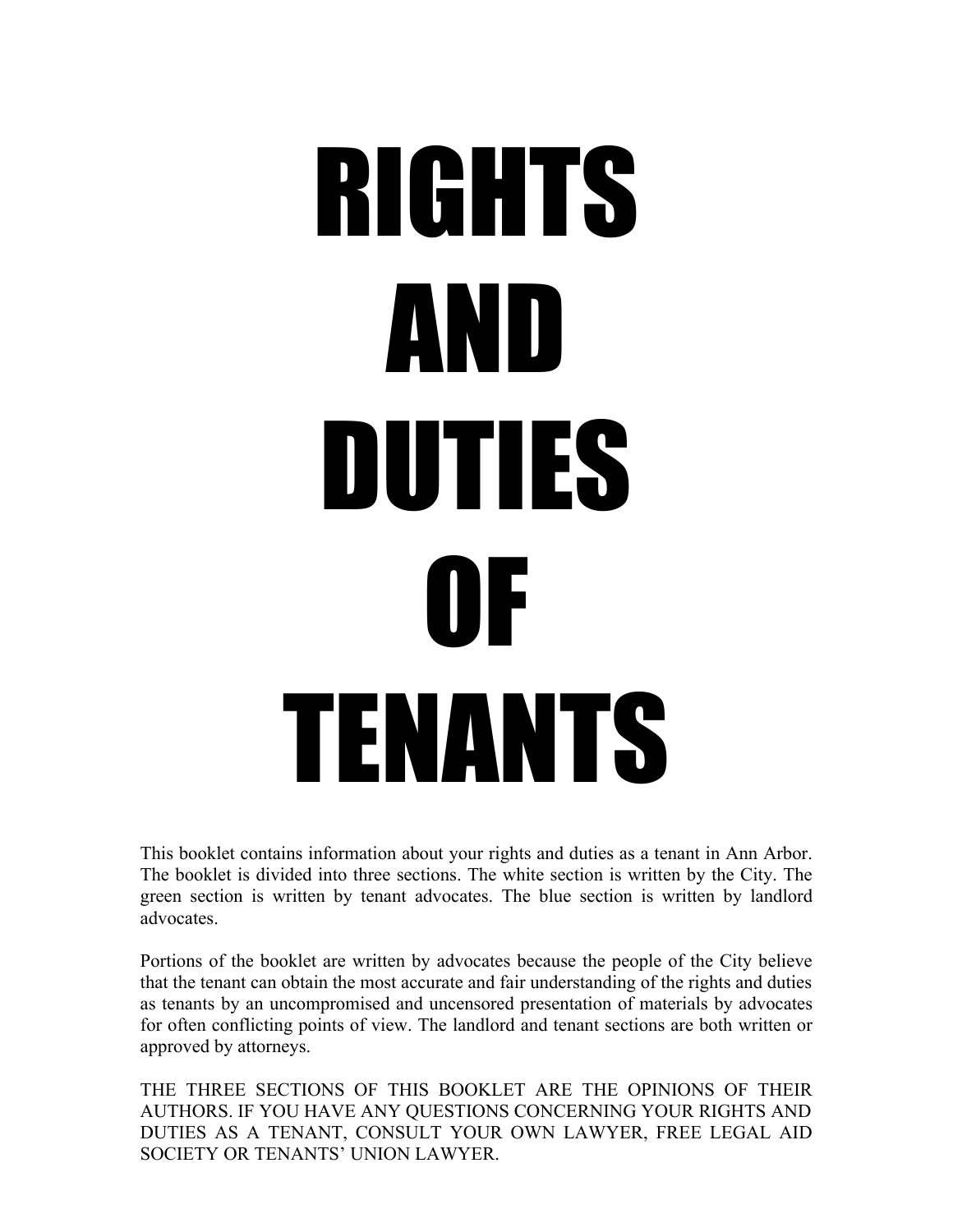# RIGHTS AND DUTIES OF TENANTS

This booklet contains information about your rights and duties as a tenant in Ann Arbor. The booklet is divided into three sections. The white section is written by the City. The green section is written by tenant advocates. The blue section is written by landlord advocates.

Portions of the booklet are written by advocates because the people of the City believe that the tenant can obtain the most accurate and fair understanding of the rights and duties as tenants by an uncompromised and uncensored presentation of materials by advocates for often conflicting points of view. The landlord and tenant sections are both written or approved by attorneys.

THE THREE SECTIONS OF THIS BOOKLET ARE THE OPINIONS OF THEIR AUTHORS. IF YOU HAVE ANY QUESTIONS CONCERNING YOUR RIGHTS AND DUTIES AS A TENANT, CONSULT YOUR OWN LAWYER, FREE LEGAL AID SOCIETY OR TENANTS' UNION LAWYER.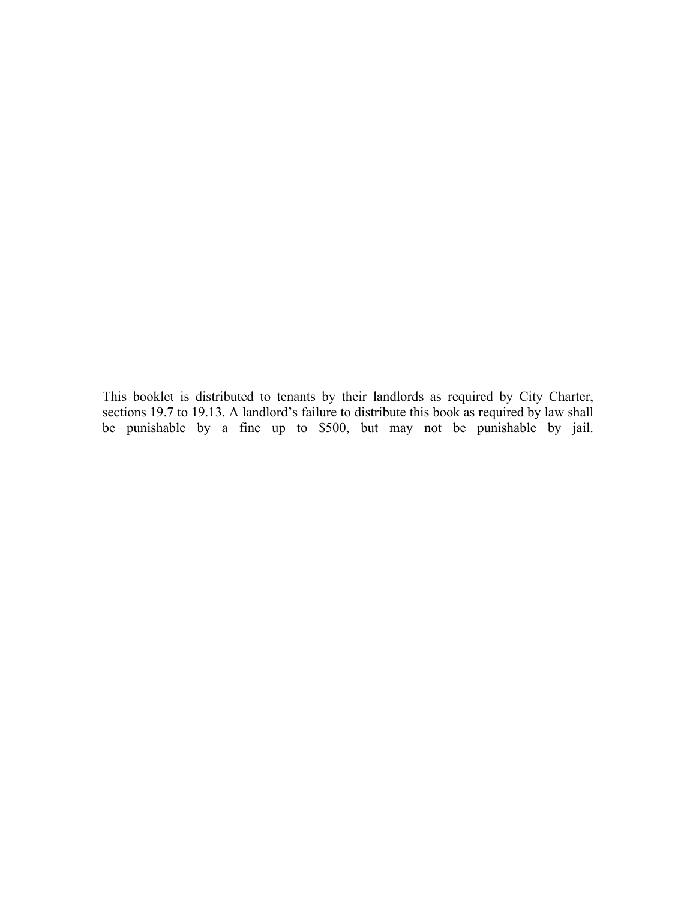This booklet is distributed to tenants by their landlords as required by City Charter, sections 19.7 to 19.13. A landlord's failure to distribute this book as required by law shall be punishable by a fine up to $500, but may not be punishable by jail.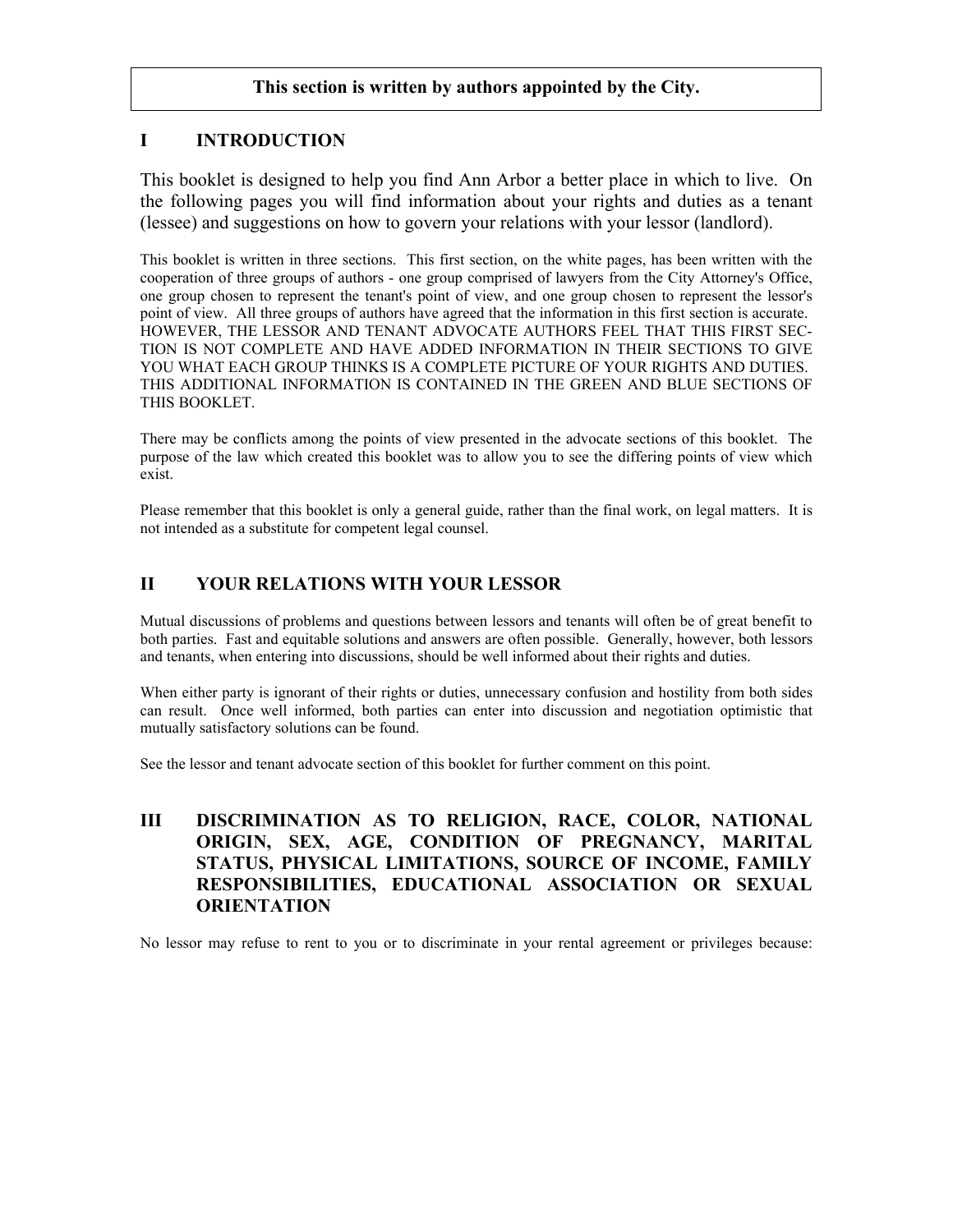**This section is written by authors appointed by the City.**

## I INTRODUCTION

This booklet is designed to help you find Ann Arbor a better place in which to live. On the following pages you will find information about your rights and duties as a tenant (lessee) and suggestions on how to govern your relations with your lessor (landlord).

This booklet is written in three sections. This first section, on the white pages, has been written with the cooperation of three groups of authors - one group comprised of lawyers from the City Attorney's Office, one group chosen to represent the tenant's point of view, and one group chosen to represent the lessor's point of view. All three groups of authors have agreed that the information in this first section is accurate. HOWEVER, THE LESSOR AND TENANT ADVOCATE AUTHORS FEEL THAT THIS FIRST SECTION IS NOT COMPLETE AND HAVE ADDED INFORMATION IN THEIR SECTIONS TO GIVE YOU WHAT EACH GROUP THINKS IS A COMPLETE PICTURE OF YOUR RIGHTS AND DUTIES. THIS ADDITIONAL INFORMATION IS CONTAINED IN THE GREEN AND BLUE SECTIONS OF THIS BOOKLET.

There may be conflicts among the points of view presented in the advocate sections of this booklet. The purpose of the law which created this booklet was to allow you to see the differing points of view which exist.

Please remember that this booklet is only a general guide, rather than the final work, on legal matters. It is not intended as a substitute for competent legal counsel.

## II YOUR RELATIONS WITH YOUR LESSOR

Mutual discussions of problems and questions between lessors and tenants will often be of great benefit to both parties. Fast and equitable solutions and answers are often possible. Generally, however, both lessors and tenants, when entering into discussions, should be well informed about their rights and duties.

When either party is ignorant of their rights or duties, unnecessary confusion and hostility from both sides can result. Once well informed, both parties can enter into discussion and negotiation optimistic that mutually satisfactory solutions can be found.

See the lessor and tenant advocate section of this booklet for further comment on this point.

## III DISCRIMINATION AS TO RELIGION, RACE, COLOR, NATIONAL ORIGIN, SEX, AGE, CONDITION OF PREGNANCY, MARITAL STATUS, PHYSICAL LIMITATIONS, SOURCE OF INCOME, FAMILY RESPONSIBILITIES, EDUCATIONAL ASSOCIATION OR SEXUAL ORIENTATION

No lessor may refuse to rent to you or to discriminate in your rental agreement or privileges because: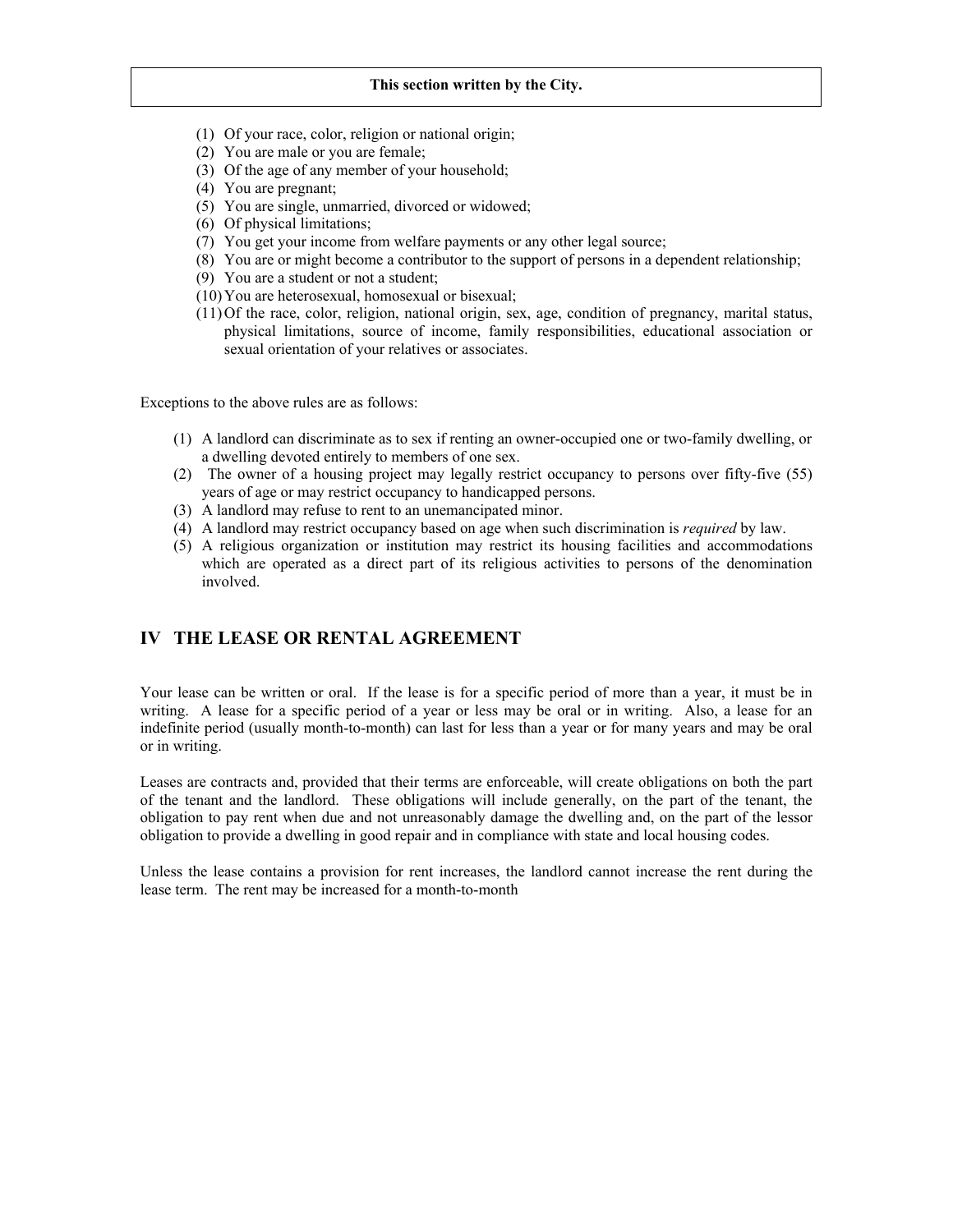**This section written by the City.**

(1) Of your race, color, religion or national origin;
(2) You are male or you are female;
(3) Of the age of any member of your household;
(4) You are pregnant;
(5) You are single, unmarried, divorced or widowed;
(6) Of physical limitations;
(7) You get your income from welfare payments or any other legal source;
(8) You are or might become a contributor to the support of persons in a dependent relationship;
(9) You are a student or not a student;
(10) You are heterosexual, homosexual or bisexual;
(11) Of the race, color, religion, national origin, sex, age, condition of pregnancy, marital status, physical limitations, source of income, family responsibilities, educational association or sexual orientation of your relatives or associates.

Exceptions to the above rules are as follows:

(1) A landlord can discriminate as to sex if renting an owner-occupied one or two-family dwelling, or a dwelling devoted entirely to members of one sex.
(2) The owner of a housing project may legally restrict occupancy to persons over fifty-five (55) years of age or may restrict occupancy to handicapped persons.
(3) A landlord may refuse to rent to an unemancipated minor.
(4) A landlord may restrict occupancy based on age when such discrimination is *required* by law.
(5) A religious organization or institution may restrict its housing facilities and accommodations which are operated as a direct part of its religious activities to persons of the denomination involved.

## IV THE LEASE OR RENTAL AGREEMENT

Your lease can be written or oral. If the lease is for a specific period of more than a year, it must be in writing. A lease for a specific period of a year or less may be oral or in writing. Also, a lease for an indefinite period (usually month-to-month) can last for less than a year or for many years and may be oral or in writing.

Leases are contracts and, provided that their terms are enforceable, will create obligations on both the part of the tenant and the landlord. These obligations will include generally, on the part of the tenant, the obligation to pay rent when due and not unreasonably damage the dwelling and, on the part of the lessor obligation to provide a dwelling in good repair and in compliance with state and local housing codes.

Unless the lease contains a provision for rent increases, the landlord cannot increase the rent during the lease term. The rent may be increased for a month-to-month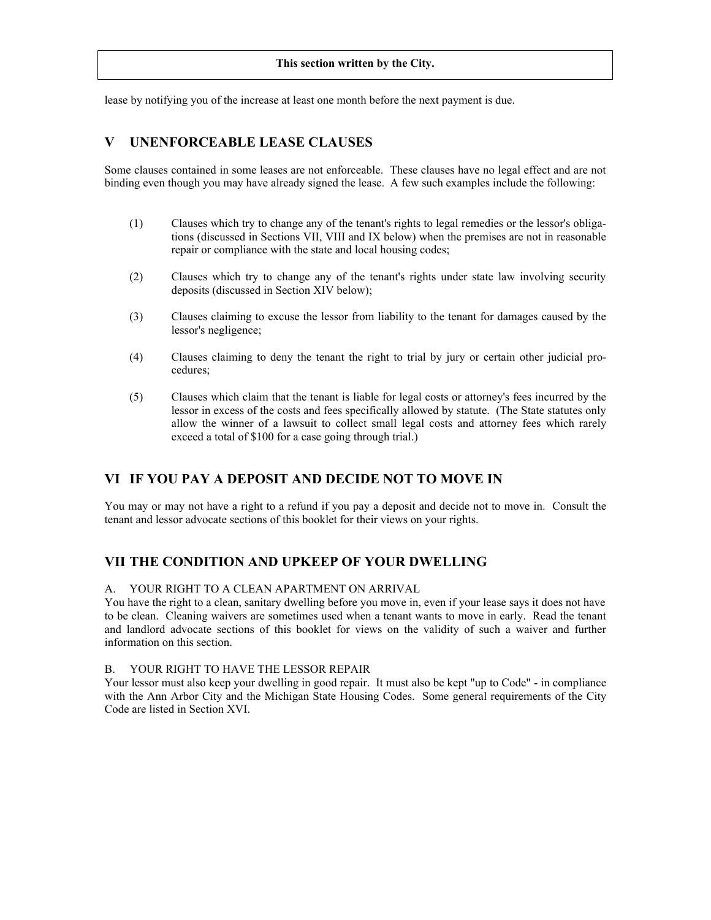**This section written by the City.**

lease by notifying you of the increase at least one month before the next payment is due.

## V UNENFORCEABLE LEASE CLAUSES

Some clauses contained in some leases are not enforceable. These clauses have no legal effect and are not binding even though you may have already signed the lease. A few such examples include the following:

(1) Clauses which try to change any of the tenant's rights to legal remedies or the lessor's obligations (discussed in Sections VII, VIII and IX below) when the premises are not in reasonable repair or compliance with the state and local housing codes;

(2) Clauses which try to change any of the tenant's rights under state law involving security deposits (discussed in Section XIV below);

(3) Clauses claiming to excuse the lessor from liability to the tenant for damages caused by the lessor's negligence;

(4) Clauses claiming to deny the tenant the right to trial by jury or certain other judicial procedures;

(5) Clauses which claim that the tenant is liable for legal costs or attorney's fees incurred by the lessor in excess of the costs and fees specifically allowed by statute. (The State statutes only allow the winner of a lawsuit to collect small legal costs and attorney fees which rarely exceed a total of $100 for a case going through trial.)

## VI IF YOU PAY A DEPOSIT AND DECIDE NOT TO MOVE IN

You may or may not have a right to a refund if you pay a deposit and decide not to move in. Consult the tenant and lessor advocate sections of this booklet for their views on your rights.

## VII THE CONDITION AND UPKEEP OF YOUR DWELLING

### A. YOUR RIGHT TO A CLEAN APARTMENT ON ARRIVAL

You have the right to a clean, sanitary dwelling before you move in, even if your lease says it does not have to be clean. Cleaning waivers are sometimes used when a tenant wants to move in early. Read the tenant and landlord advocate sections of this booklet for views on the validity of such a waiver and further information on this section.

### B. YOUR RIGHT TO HAVE THE LESSOR REPAIR

Your lessor must also keep your dwelling in good repair. It must also be kept "up to Code" - in compliance with the Ann Arbor City and the Michigan State Housing Codes. Some general requirements of the City Code are listed in Section XVI.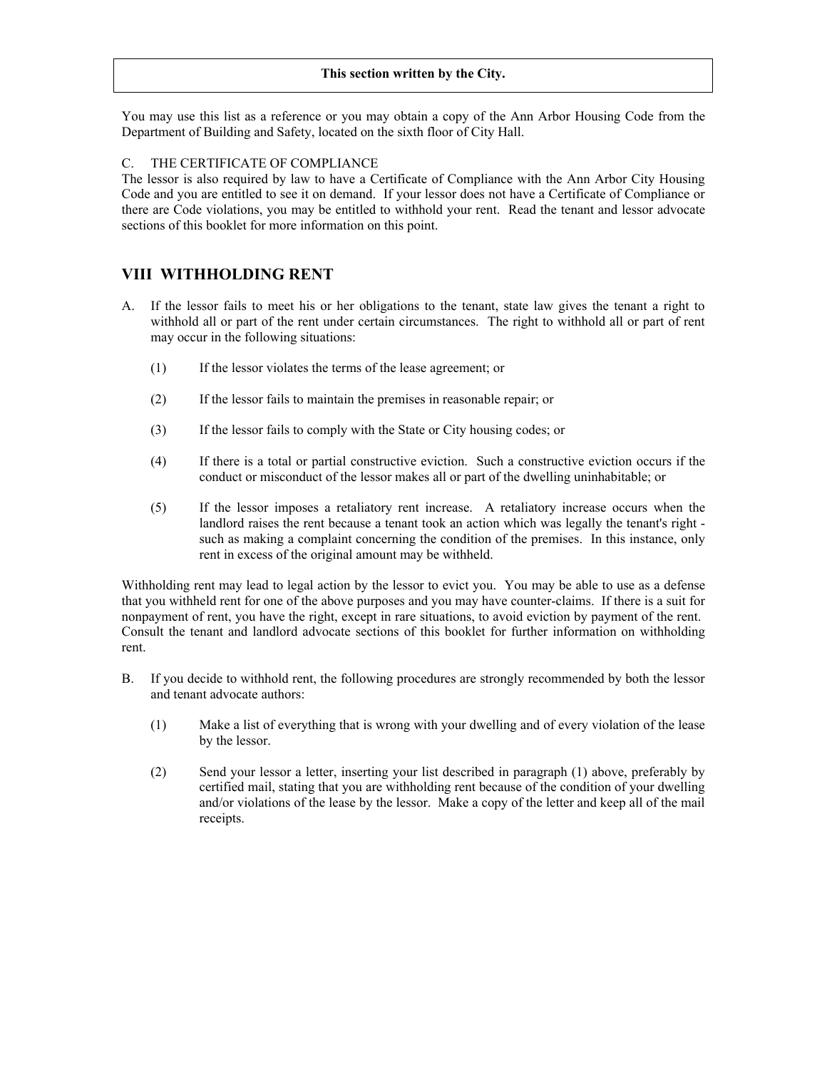**This section written by the City.**

You may use this list as a reference or you may obtain a copy of the Ann Arbor Housing Code from the Department of Building and Safety, located on the sixth floor of City Hall.

C. THE CERTIFICATE OF COMPLIANCE

The lessor is also required by law to have a Certificate of Compliance with the Ann Arbor City Housing Code and you are entitled to see it on demand. If your lessor does not have a Certificate of Compliance or there are Code violations, you may be entitled to withhold your rent. Read the tenant and lessor advocate sections of this booklet for more information on this point.

## VIII WITHHOLDING RENT

A. If the lessor fails to meet his or her obligations to the tenant, state law gives the tenant a right to withhold all or part of the rent under certain circumstances. The right to withhold all or part of rent may occur in the following situations:

(1) If the lessor violates the terms of the lease agreement; or

(2) If the lessor fails to maintain the premises in reasonable repair; or

(3) If the lessor fails to comply with the State or City housing codes; or

(4) If there is a total or partial constructive eviction. Such a constructive eviction occurs if the conduct or misconduct of the lessor makes all or part of the dwelling uninhabitable; or

(5) If the lessor imposes a retaliatory rent increase. A retaliatory increase occurs when the landlord raises the rent because a tenant took an action which was legally the tenant's right - such as making a complaint concerning the condition of the premises. In this instance, only rent in excess of the original amount may be withheld.

Withholding rent may lead to legal action by the lessor to evict you. You may be able to use as a defense that you withheld rent for one of the above purposes and you may have counter-claims. If there is a suit for nonpayment of rent, you have the right, except in rare situations, to avoid eviction by payment of the rent. Consult the tenant and landlord advocate sections of this booklet for further information on withholding rent.

B. If you decide to withhold rent, the following procedures are strongly recommended by both the lessor and tenant advocate authors:

(1) Make a list of everything that is wrong with your dwelling and of every violation of the lease by the lessor.

(2) Send your lessor a letter, inserting your list described in paragraph (1) above, preferably by certified mail, stating that you are withholding rent because of the condition of your dwelling and/or violations of the lease by the lessor. Make a copy of the letter and keep all of the mail receipts.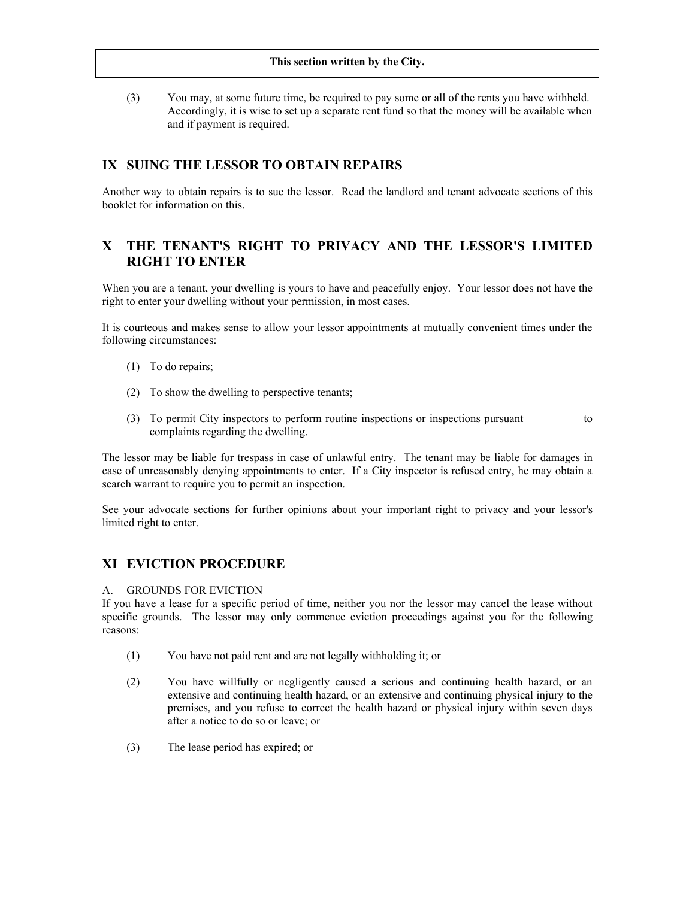**This section written by the City.**

(3) You may, at some future time, be required to pay some or all of the rents you have withheld. Accordingly, it is wise to set up a separate rent fund so that the money will be available when and if payment is required.

## IX SUING THE LESSOR TO OBTAIN REPAIRS

Another way to obtain repairs is to sue the lessor. Read the landlord and tenant advocate sections of this booklet for information on this.

## X THE TENANT'S RIGHT TO PRIVACY AND THE LESSOR'S LIMITED RIGHT TO ENTER

When you are a tenant, your dwelling is yours to have and peacefully enjoy. Your lessor does not have the right to enter your dwelling without your permission, in most cases.

It is courteous and makes sense to allow your lessor appointments at mutually convenient times under the following circumstances:

(1) To do repairs;

(2) To show the dwelling to perspective tenants;

(3) To permit City inspectors to perform routine inspections or inspections pursuant to complaints regarding the dwelling.

The lessor may be liable for trespass in case of unlawful entry. The tenant may be liable for damages in case of unreasonably denying appointments to enter. If a City inspector is refused entry, he may obtain a search warrant to require you to permit an inspection.

See your advocate sections for further opinions about your important right to privacy and your lessor's limited right to enter.

## XI EVICTION PROCEDURE

A. GROUNDS FOR EVICTION

If you have a lease for a specific period of time, neither you nor the lessor may cancel the lease without specific grounds. The lessor may only commence eviction proceedings against you for the following reasons:

(1) You have not paid rent and are not legally withholding it; or

(2) You have willfully or negligently caused a serious and continuing health hazard, or an extensive and continuing health hazard, or an extensive and continuing physical injury to the premises, and you refuse to correct the health hazard or physical injury within seven days after a notice to do so or leave; or

(3) The lease period has expired; or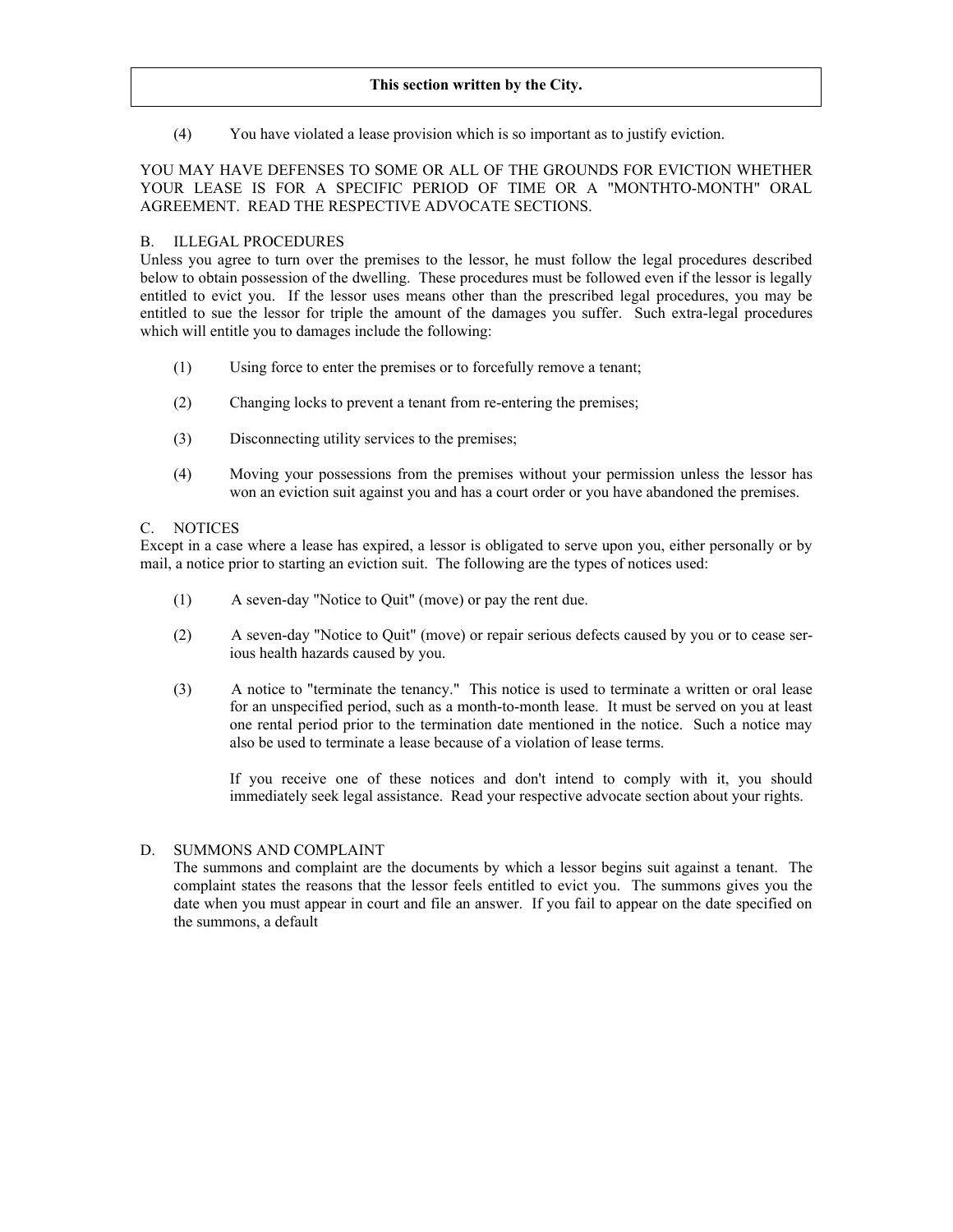**This section written by the City.**

(4) You have violated a lease provision which is so important as to justify eviction.

YOU MAY HAVE DEFENSES TO SOME OR ALL OF THE GROUNDS FOR EVICTION WHETHER YOUR LEASE IS FOR A SPECIFIC PERIOD OF TIME OR A "MONTHTO-MONTH" ORAL AGREEMENT. READ THE RESPECTIVE ADVOCATE SECTIONS.

B. ILLEGAL PROCEDURES

Unless you agree to turn over the premises to the lessor, he must follow the legal procedures described below to obtain possession of the dwelling. These procedures must be followed even if the lessor is legally entitled to evict you. If the lessor uses means other than the prescribed legal procedures, you may be entitled to sue the lessor for triple the amount of the damages you suffer. Such extra-legal procedures which will entitle you to damages include the following:

(1) Using force to enter the premises or to forcefully remove a tenant;

(2) Changing locks to prevent a tenant from re-entering the premises;

(3) Disconnecting utility services to the premises;

(4) Moving your possessions from the premises without your permission unless the lessor has won an eviction suit against you and has a court order or you have abandoned the premises.

C. NOTICES

Except in a case where a lease has expired, a lessor is obligated to serve upon you, either personally or by mail, a notice prior to starting an eviction suit. The following are the types of notices used:

(1) A seven-day "Notice to Quit" (move) or pay the rent due.

(2) A seven-day "Notice to Quit" (move) or repair serious defects caused by you or to cease serious health hazards caused by you.

(3) A notice to "terminate the tenancy." This notice is used to terminate a written or oral lease for an unspecified period, such as a month-to-month lease. It must be served on you at least one rental period prior to the termination date mentioned in the notice. Such a notice may also be used to terminate a lease because of a violation of lease terms.

If you receive one of these notices and don't intend to comply with it, you should immediately seek legal assistance. Read your respective advocate section about your rights.

D. SUMMONS AND COMPLAINT

The summons and complaint are the documents by which a lessor begins suit against a tenant. The complaint states the reasons that the lessor feels entitled to evict you. The summons gives you the date when you must appear in court and file an answer. If you fail to appear on the date specified on the summons, a default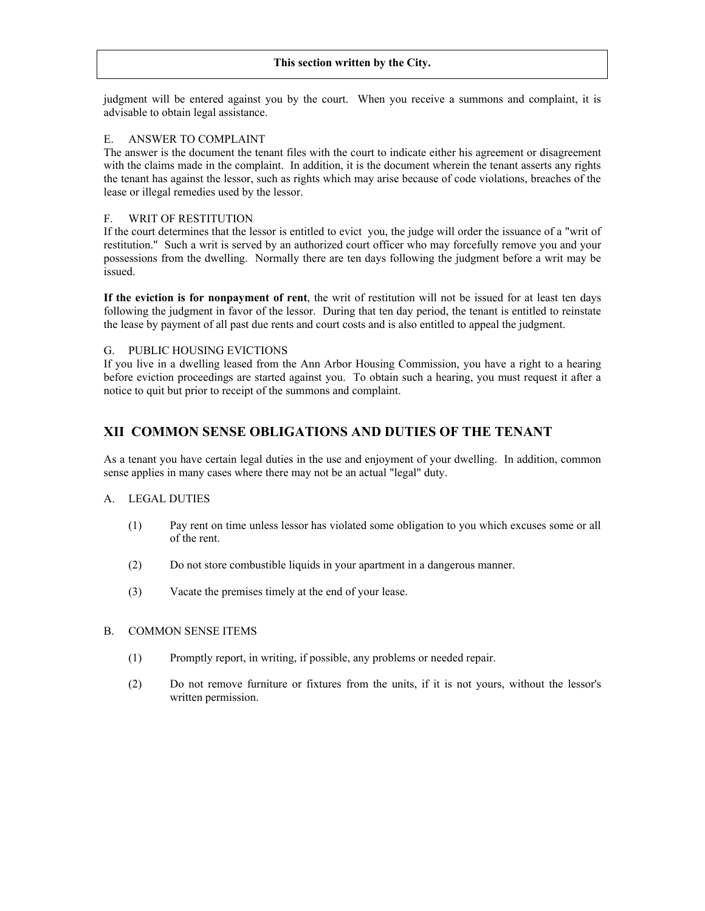**This section written by the City.**

judgment will be entered against you by the court. When you receive a summons and complaint, it is advisable to obtain legal assistance.

E. ANSWER TO COMPLAINT

The answer is the document the tenant files with the court to indicate either his agreement or disagreement with the claims made in the complaint. In addition, it is the document wherein the tenant asserts any rights the tenant has against the lessor, such as rights which may arise because of code violations, breaches of the lease or illegal remedies used by the lessor.

F. WRIT OF RESTITUTION

If the court determines that the lessor is entitled to evict you, the judge will order the issuance of a "writ of restitution." Such a writ is served by an authorized court officer who may forcefully remove you and your possessions from the dwelling. Normally there are ten days following the judgment before a writ may be issued.

**If the eviction is for nonpayment of rent**, the writ of restitution will not be issued for at least ten days following the judgment in favor of the lessor. During that ten day period, the tenant is entitled to reinstate the lease by payment of all past due rents and court costs and is also entitled to appeal the judgment.

G. PUBLIC HOUSING EVICTIONS

If you live in a dwelling leased from the Ann Arbor Housing Commission, you have a right to a hearing before eviction proceedings are started against you. To obtain such a hearing, you must request it after a notice to quit but prior to receipt of the summons and complaint.

## XII COMMON SENSE OBLIGATIONS AND DUTIES OF THE TENANT

As a tenant you have certain legal duties in the use and enjoyment of your dwelling. In addition, common sense applies in many cases where there may not be an actual "legal" duty.

A. LEGAL DUTIES

(1) Pay rent on time unless lessor has violated some obligation to you which excuses some or all of the rent.

(2) Do not store combustible liquids in your apartment in a dangerous manner.

(3) Vacate the premises timely at the end of your lease.

B. COMMON SENSE ITEMS

(1) Promptly report, in writing, if possible, any problems or needed repair.

(2) Do not remove furniture or fixtures from the units, if it is not yours, without the lessor's written permission.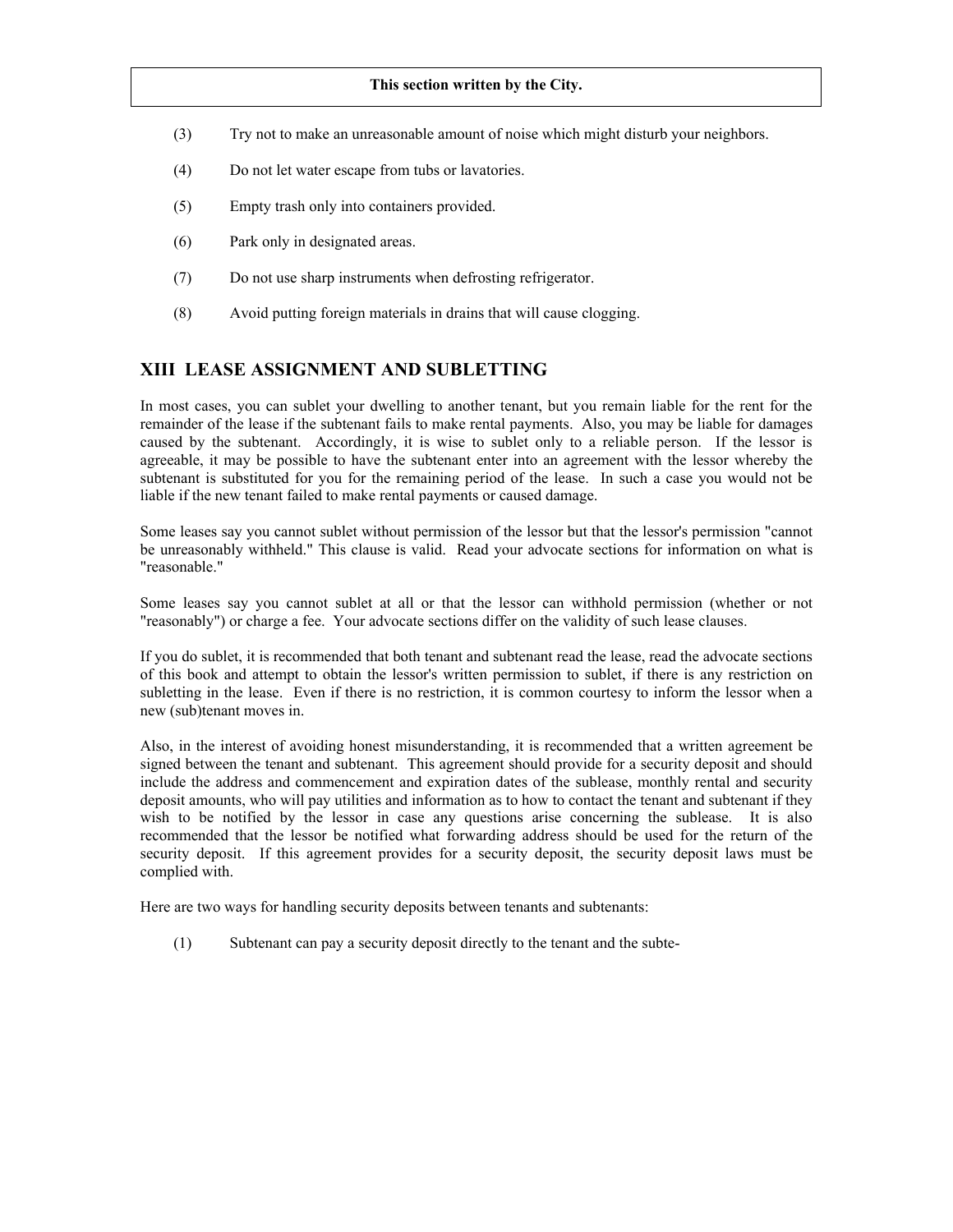**This section written by the City.**

(3) Try not to make an unreasonable amount of noise which might disturb your neighbors.

(4) Do not let water escape from tubs or lavatories.

(5) Empty trash only into containers provided.

(6) Park only in designated areas.

(7) Do not use sharp instruments when defrosting refrigerator.

(8) Avoid putting foreign materials in drains that will cause clogging.

## XIII LEASE ASSIGNMENT AND SUBLETTING

In most cases, you can sublet your dwelling to another tenant, but you remain liable for the rent for the remainder of the lease if the subtenant fails to make rental payments. Also, you may be liable for damages caused by the subtenant. Accordingly, it is wise to sublet only to a reliable person. If the lessor is agreeable, it may be possible to have the subtenant enter into an agreement with the lessor whereby the subtenant is substituted for you for the remaining period of the lease. In such a case you would not be liable if the new tenant failed to make rental payments or caused damage.

Some leases say you cannot sublet without permission of the lessor but that the lessor's permission "cannot be unreasonably withheld." This clause is valid. Read your advocate sections for information on what is "reasonable."

Some leases say you cannot sublet at all or that the lessor can withhold permission (whether or not "reasonably") or charge a fee. Your advocate sections differ on the validity of such lease clauses.

If you do sublet, it is recommended that both tenant and subtenant read the lease, read the advocate sections of this book and attempt to obtain the lessor's written permission to sublet, if there is any restriction on subletting in the lease. Even if there is no restriction, it is common courtesy to inform the lessor when a new (sub)tenant moves in.

Also, in the interest of avoiding honest misunderstanding, it is recommended that a written agreement be signed between the tenant and subtenant. This agreement should provide for a security deposit and should include the address and commencement and expiration dates of the sublease, monthly rental and security deposit amounts, who will pay utilities and information as to how to contact the tenant and subtenant if they wish to be notified by the lessor in case any questions arise concerning the sublease. It is also recommended that the lessor be notified what forwarding address should be used for the return of the security deposit. If this agreement provides for a security deposit, the security deposit laws must be complied with.

Here are two ways for handling security deposits between tenants and subtenants:

(1) Subtenant can pay a security deposit directly to the tenant and the subte-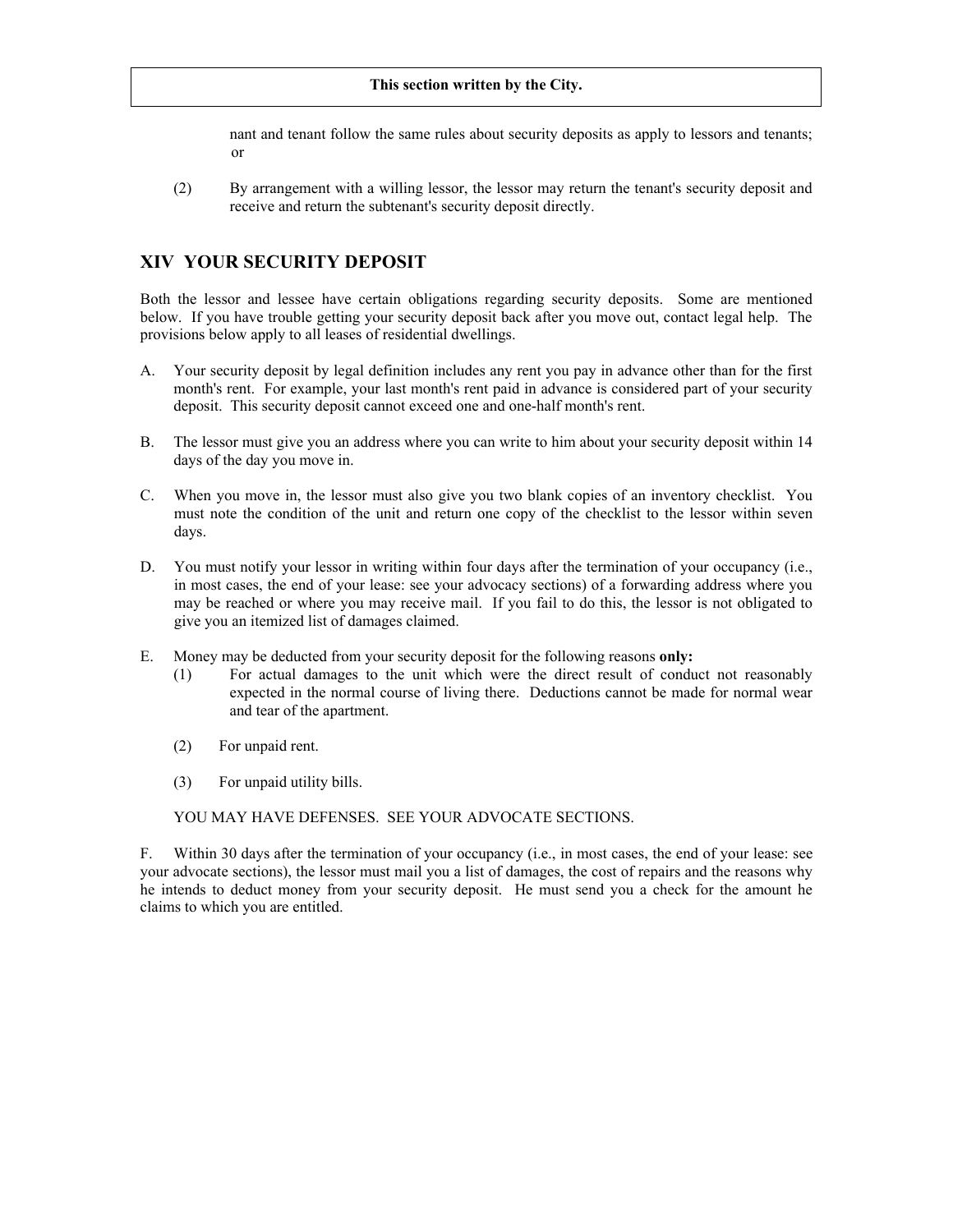**This section written by the City.**

nant and tenant follow the same rules about security deposits as apply to lessors and tenants; or

(2) By arrangement with a willing lessor, the lessor may return the tenant's security deposit and receive and return the subtenant's security deposit directly.

## XIV YOUR SECURITY DEPOSIT

Both the lessor and lessee have certain obligations regarding security deposits. Some are mentioned below. If you have trouble getting your security deposit back after you move out, contact legal help. The provisions below apply to all leases of residential dwellings.

A. Your security deposit by legal definition includes any rent you pay in advance other than for the first month's rent. For example, your last month's rent paid in advance is considered part of your security deposit. This security deposit cannot exceed one and one-half month's rent.

B. The lessor must give you an address where you can write to him about your security deposit within 14 days of the day you move in.

C. When you move in, the lessor must also give you two blank copies of an inventory checklist. You must note the condition of the unit and return one copy of the checklist to the lessor within seven days.

D. You must notify your lessor in writing within four days after the termination of your occupancy (i.e., in most cases, the end of your lease: see your advocacy sections) of a forwarding address where you may be reached or where you may receive mail. If you fail to do this, the lessor is not obligated to give you an itemized list of damages claimed.

E. Money may be deducted from your security deposit for the following reasons **only:**

(1) For actual damages to the unit which were the direct result of conduct not reasonably expected in the normal course of living there. Deductions cannot be made for normal wear and tear of the apartment.

(2) For unpaid rent.

(3) For unpaid utility bills.

YOU MAY HAVE DEFENSES. SEE YOUR ADVOCATE SECTIONS.

F. Within 30 days after the termination of your occupancy (i.e., in most cases, the end of your lease: see your advocate sections), the lessor must mail you a list of damages, the cost of repairs and the reasons why he intends to deduct money from your security deposit. He must send you a check for the amount he claims to which you are entitled.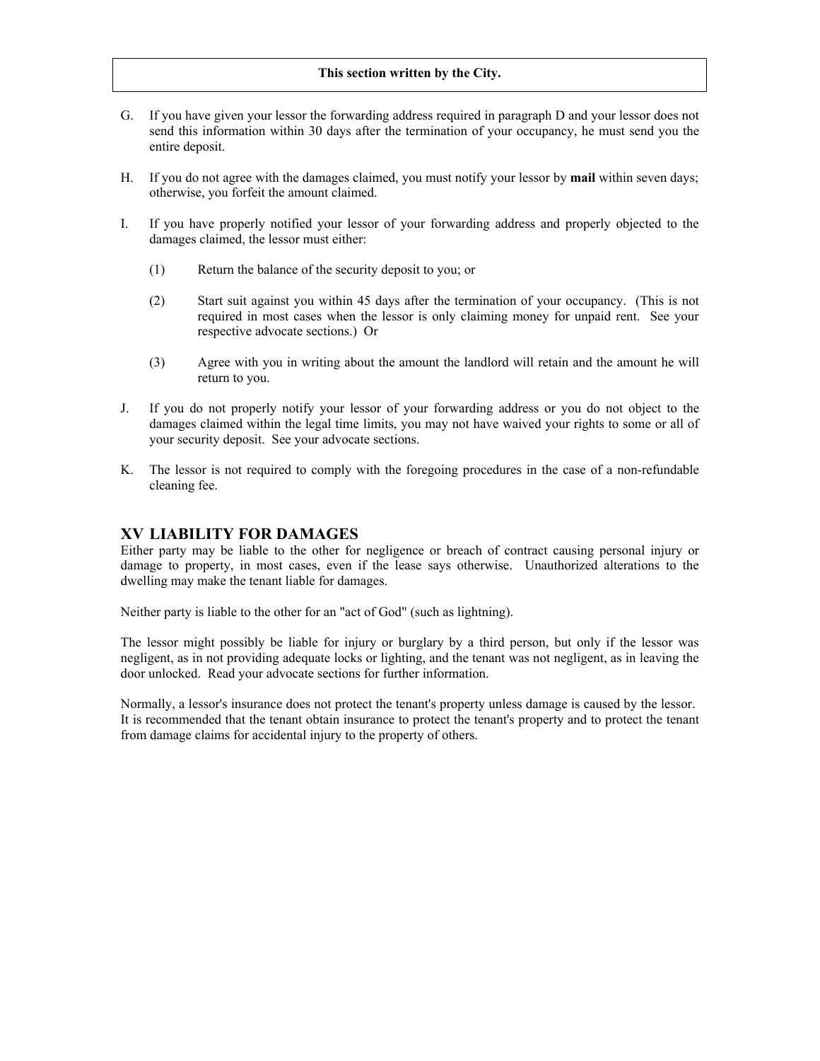**This section written by the City.**

G. If you have given your lessor the forwarding address required in paragraph D and your lessor does not send this information within 30 days after the termination of your occupancy, he must send you the entire deposit.

H. If you do not agree with the damages claimed, you must notify your lessor by **mail** within seven days; otherwise, you forfeit the amount claimed.

I. If you have properly notified your lessor of your forwarding address and properly objected to the damages claimed, the lessor must either:

   (1) Return the balance of the security deposit to you; or

   (2) Start suit against you within 45 days after the termination of your occupancy. (This is not required in most cases when the lessor is only claiming money for unpaid rent. See your respective advocate sections.) Or

   (3) Agree with you in writing about the amount the landlord will retain and the amount he will return to you.

J. If you do not properly notify your lessor of your forwarding address or you do not object to the damages claimed within the legal time limits, you may not have waived your rights to some or all of your security deposit. See your advocate sections.

K. The lessor is not required to comply with the foregoing procedures in the case of a non-refundable cleaning fee.

## XV LIABILITY FOR DAMAGES

Either party may be liable to the other for negligence or breach of contract causing personal injury or damage to property, in most cases, even if the lease says otherwise. Unauthorized alterations to the dwelling may make the tenant liable for damages.

Neither party is liable to the other for an "act of God" (such as lightning).

The lessor might possibly be liable for injury or burglary by a third person, but only if the lessor was negligent, as in not providing adequate locks or lighting, and the tenant was not negligent, as in leaving the door unlocked. Read your advocate sections for further information.

Normally, a lessor's insurance does not protect the tenant's property unless damage is caused by the lessor. It is recommended that the tenant obtain insurance to protect the tenant's property and to protect the tenant from damage claims for accidental injury to the property of others.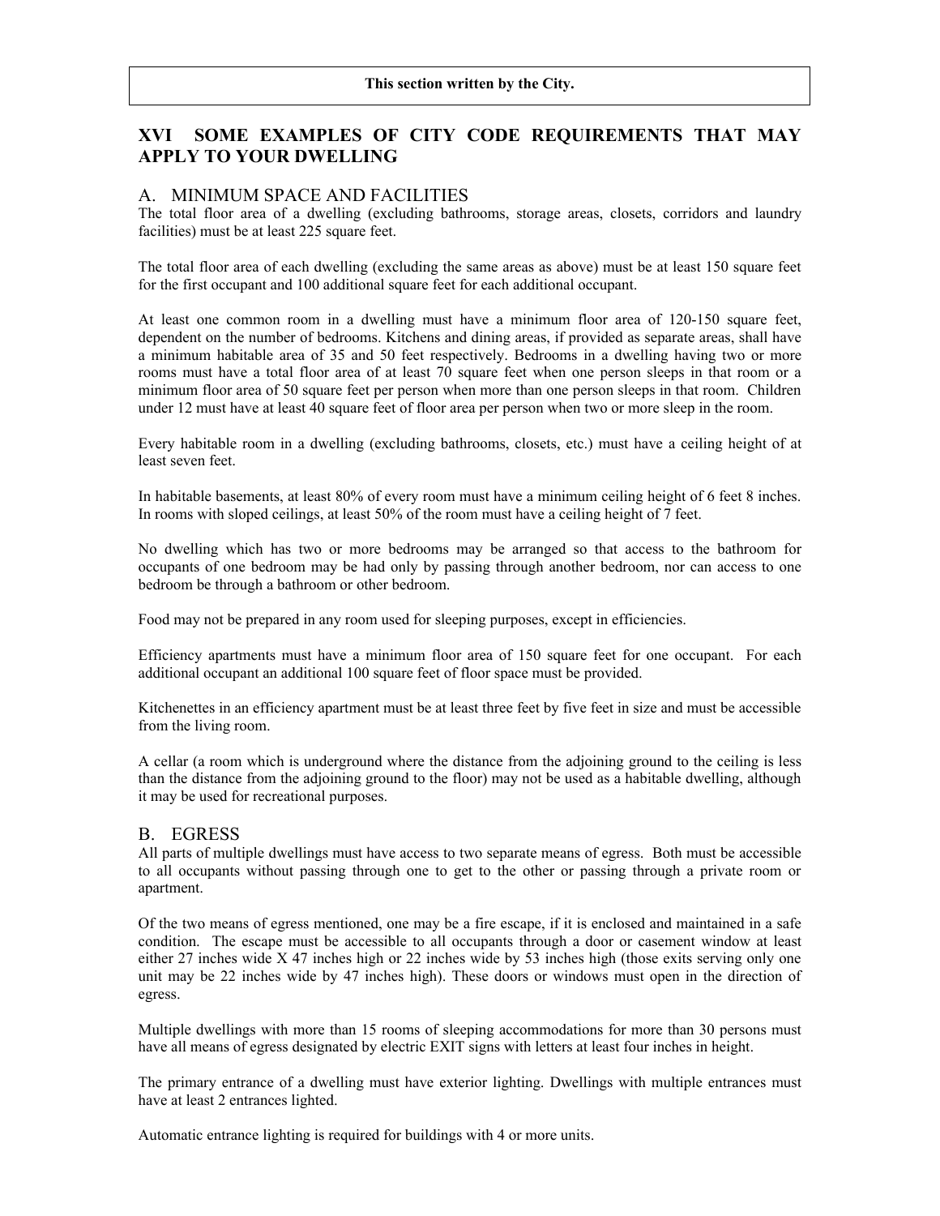**This section written by the City.**

## XVI SOME EXAMPLES OF CITY CODE REQUIREMENTS THAT MAY APPLY TO YOUR DWELLING

### A. MINIMUM SPACE AND FACILITIES

The total floor area of a dwelling (excluding bathrooms, storage areas, closets, corridors and laundry facilities) must be at least 225 square feet.

The total floor area of each dwelling (excluding the same areas as above) must be at least 150 square feet for the first occupant and 100 additional square feet for each additional occupant.

At least one common room in a dwelling must have a minimum floor area of 120-150 square feet, dependent on the number of bedrooms. Kitchens and dining areas, if provided as separate areas, shall have a minimum habitable area of 35 and 50 feet respectively. Bedrooms in a dwelling having two or more rooms must have a total floor area of at least 70 square feet when one person sleeps in that room or a minimum floor area of 50 square feet per person when more than one person sleeps in that room. Children under 12 must have at least 40 square feet of floor area per person when two or more sleep in the room.

Every habitable room in a dwelling (excluding bathrooms, closets, etc.) must have a ceiling height of at least seven feet.

In habitable basements, at least 80% of every room must have a minimum ceiling height of 6 feet 8 inches. In rooms with sloped ceilings, at least 50% of the room must have a ceiling height of 7 feet.

No dwelling which has two or more bedrooms may be arranged so that access to the bathroom for occupants of one bedroom may be had only by passing through another bedroom, nor can access to one bedroom be through a bathroom or other bedroom.

Food may not be prepared in any room used for sleeping purposes, except in efficiencies.

Efficiency apartments must have a minimum floor area of 150 square feet for one occupant. For each additional occupant an additional 100 square feet of floor space must be provided.

Kitchenettes in an efficiency apartment must be at least three feet by five feet in size and must be accessible from the living room.

A cellar (a room which is underground where the distance from the adjoining ground to the ceiling is less than the distance from the adjoining ground to the floor) may not be used as a habitable dwelling, although it may be used for recreational purposes.

### B. EGRESS

All parts of multiple dwellings must have access to two separate means of egress. Both must be accessible to all occupants without passing through one to get to the other or passing through a private room or apartment.

Of the two means of egress mentioned, one may be a fire escape, if it is enclosed and maintained in a safe condition. The escape must be accessible to all occupants through a door or casement window at least either 27 inches wide X 47 inches high or 22 inches wide by 53 inches high (those exits serving only one unit may be 22 inches wide by 47 inches high). These doors or windows must open in the direction of egress.

Multiple dwellings with more than 15 rooms of sleeping accommodations for more than 30 persons must have all means of egress designated by electric EXIT signs with letters at least four inches in height.

The primary entrance of a dwelling must have exterior lighting. Dwellings with multiple entrances must have at least 2 entrances lighted.

Automatic entrance lighting is required for buildings with 4 or more units.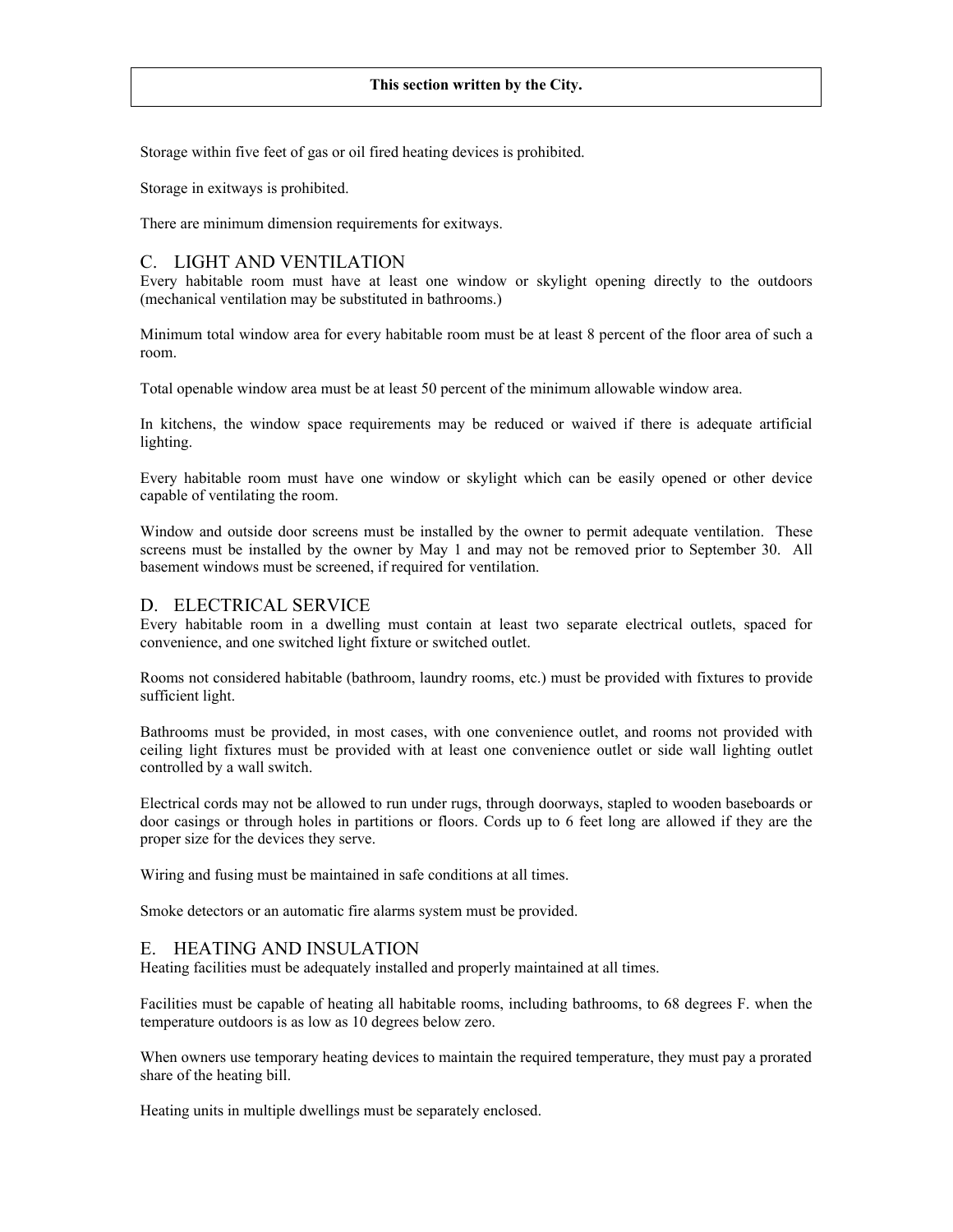**This section written by the City.**

Storage within five feet of gas or oil fired heating devices is prohibited.

Storage in exitways is prohibited.

There are minimum dimension requirements for exitways.

## C. LIGHT AND VENTILATION

Every habitable room must have at least one window or skylight opening directly to the outdoors (mechanical ventilation may be substituted in bathrooms.)

Minimum total window area for every habitable room must be at least 8 percent of the floor area of such a room.

Total openable window area must be at least 50 percent of the minimum allowable window area.

In kitchens, the window space requirements may be reduced or waived if there is adequate artificial lighting.

Every habitable room must have one window or skylight which can be easily opened or other device capable of ventilating the room.

Window and outside door screens must be installed by the owner to permit adequate ventilation. These screens must be installed by the owner by May 1 and may not be removed prior to September 30. All basement windows must be screened, if required for ventilation.

## D. ELECTRICAL SERVICE

Every habitable room in a dwelling must contain at least two separate electrical outlets, spaced for convenience, and one switched light fixture or switched outlet.

Rooms not considered habitable (bathroom, laundry rooms, etc.) must be provided with fixtures to provide sufficient light.

Bathrooms must be provided, in most cases, with one convenience outlet, and rooms not provided with ceiling light fixtures must be provided with at least one convenience outlet or side wall lighting outlet controlled by a wall switch.

Electrical cords may not be allowed to run under rugs, through doorways, stapled to wooden baseboards or door casings or through holes in partitions or floors. Cords up to 6 feet long are allowed if they are the proper size for the devices they serve.

Wiring and fusing must be maintained in safe conditions at all times.

Smoke detectors or an automatic fire alarms system must be provided.

## E. HEATING AND INSULATION

Heating facilities must be adequately installed and properly maintained at all times.

Facilities must be capable of heating all habitable rooms, including bathrooms, to 68 degrees F. when the temperature outdoors is as low as 10 degrees below zero.

When owners use temporary heating devices to maintain the required temperature, they must pay a prorated share of the heating bill.

Heating units in multiple dwellings must be separately enclosed.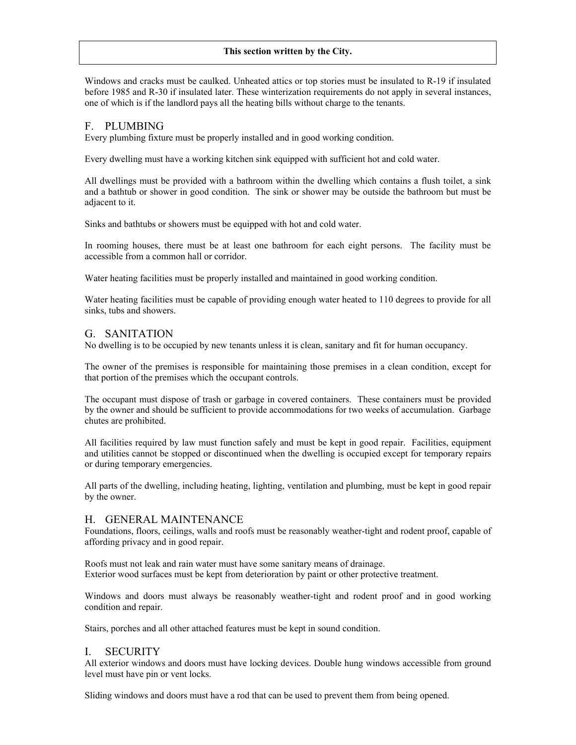**This section written by the City.**

Windows and cracks must be caulked. Unheated attics or top stories must be insulated to R-19 if insulated before 1985 and R-30 if insulated later. These winterization requirements do not apply in several instances, one of which is if the landlord pays all the heating bills without charge to the tenants.

## F. PLUMBING

Every plumbing fixture must be properly installed and in good working condition.

Every dwelling must have a working kitchen sink equipped with sufficient hot and cold water.

All dwellings must be provided with a bathroom within the dwelling which contains a flush toilet, a sink and a bathtub or shower in good condition. The sink or shower may be outside the bathroom but must be adjacent to it.

Sinks and bathtubs or showers must be equipped with hot and cold water.

In rooming houses, there must be at least one bathroom for each eight persons. The facility must be accessible from a common hall or corridor.

Water heating facilities must be properly installed and maintained in good working condition.

Water heating facilities must be capable of providing enough water heated to 110 degrees to provide for all sinks, tubs and showers.

## G. SANITATION

No dwelling is to be occupied by new tenants unless it is clean, sanitary and fit for human occupancy.

The owner of the premises is responsible for maintaining those premises in a clean condition, except for that portion of the premises which the occupant controls.

The occupant must dispose of trash or garbage in covered containers. These containers must be provided by the owner and should be sufficient to provide accommodations for two weeks of accumulation. Garbage chutes are prohibited.

All facilities required by law must function safely and must be kept in good repair. Facilities, equipment and utilities cannot be stopped or discontinued when the dwelling is occupied except for temporary repairs or during temporary emergencies.

All parts of the dwelling, including heating, lighting, ventilation and plumbing, must be kept in good repair by the owner.

## H. GENERAL MAINTENANCE

Foundations, floors, ceilings, walls and roofs must be reasonably weather-tight and rodent proof, capable of affording privacy and in good repair.

Roofs must not leak and rain water must have some sanitary means of drainage.
Exterior wood surfaces must be kept from deterioration by paint or other protective treatment.

Windows and doors must always be reasonably weather-tight and rodent proof and in good working condition and repair.

Stairs, porches and all other attached features must be kept in sound condition.

## I. SECURITY

All exterior windows and doors must have locking devices. Double hung windows accessible from ground level must have pin or vent locks.

Sliding windows and doors must have a rod that can be used to prevent them from being opened.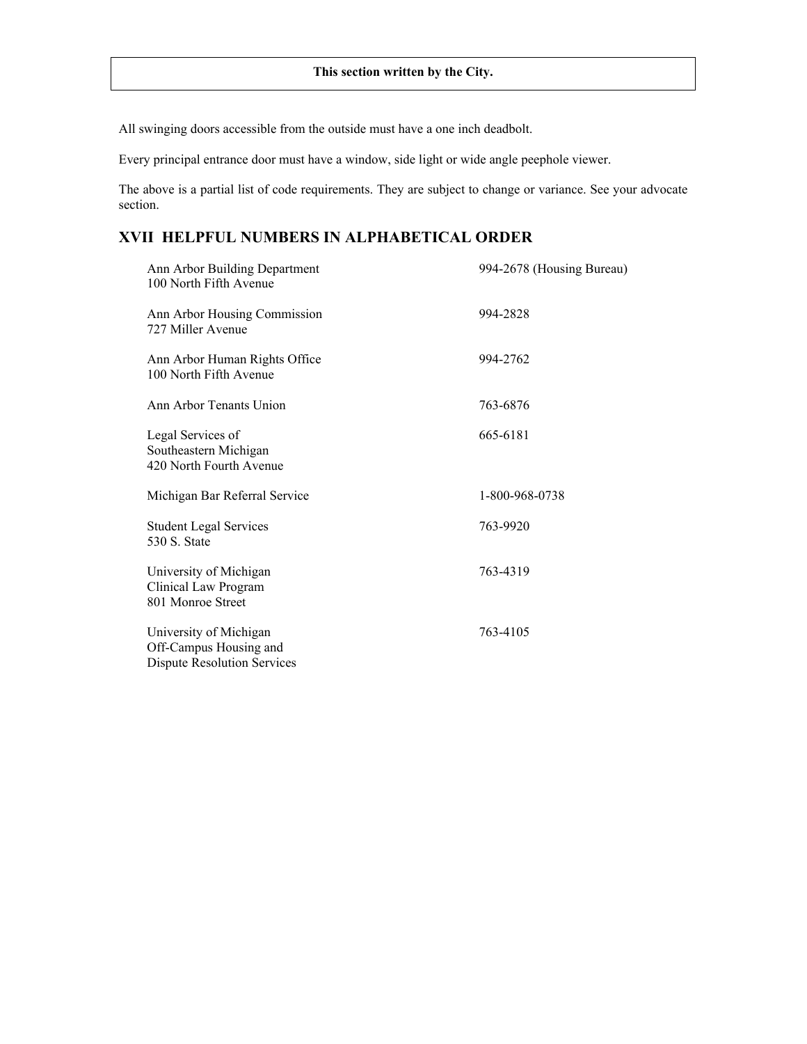**This section written by the City.**

All swinging doors accessible from the outside must have a one inch deadbolt.

Every principal entrance door must have a window, side light or wide angle peephole viewer.

The above is a partial list of code requirements. They are subject to change or variance. See your advocate section.

## XVII HELPFUL NUMBERS IN ALPHABETICAL ORDER

| | |
|---|---|
| Ann Arbor Building Department<br>100 North Fifth Avenue | 994-2678 (Housing Bureau) |
| Ann Arbor Housing Commission<br>727 Miller Avenue | 994-2828 |
| Ann Arbor Human Rights Office<br>100 North Fifth Avenue | 994-2762 |
| Ann Arbor Tenants Union | 763-6876 |
| Legal Services of<br>Southeastern Michigan<br>420 North Fourth Avenue | 665-6181 |
| Michigan Bar Referral Service | 1-800-968-0738 |
| Student Legal Services<br>530 S. State | 763-9920 |
| University of Michigan<br>Clinical Law Program<br>801 Monroe Street | 763-4319 |
| University of Michigan<br>Off-Campus Housing and<br>Dispute Resolution Services | 763-4105 |